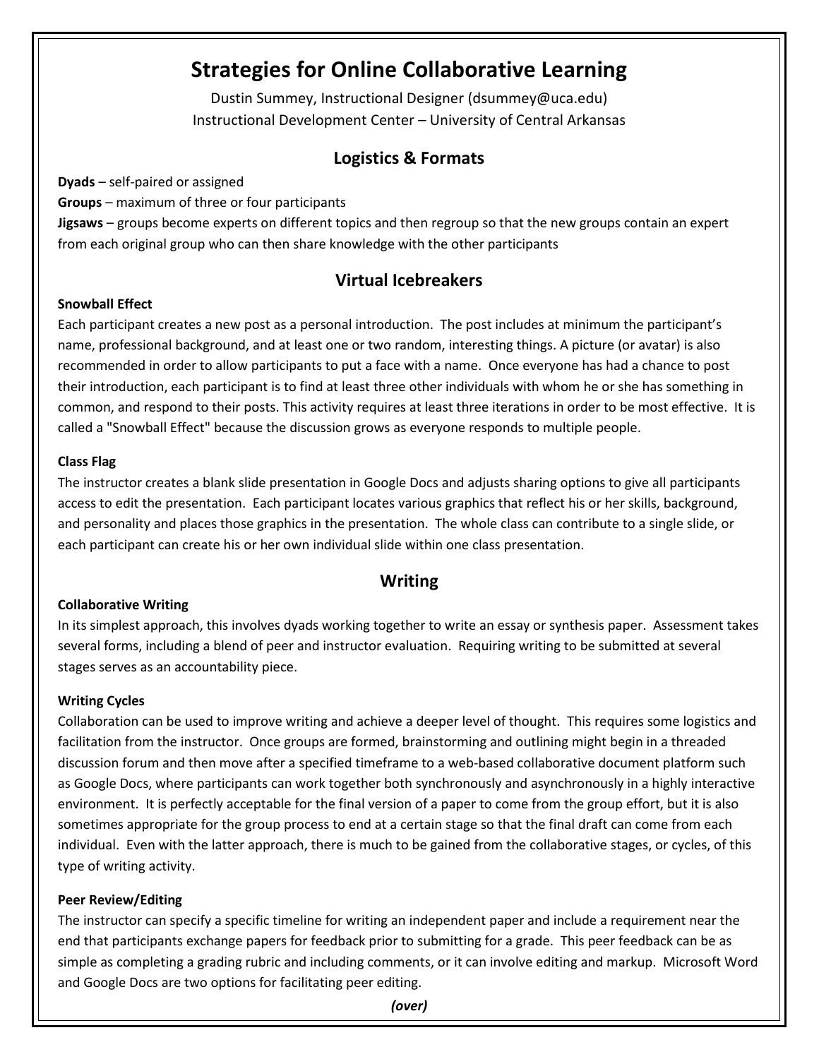# Strategies for Online Collaborative Learning

Dustin Summey, Instructional Designer (dsummey@uca.edu)
Instructional Development Center – University of Central Arkansas

## Logistics & Formats

**Dyads** – self-paired or assigned

**Groups** – maximum of three or four participants

**Jigsaws** – groups become experts on different topics and then regroup so that the new groups contain an expert from each original group who can then share knowledge with the other participants

## Virtual Icebreakers

### Snowball Effect

Each participant creates a new post as a personal introduction. The post includes at minimum the participant's name, professional background, and at least one or two random, interesting things. A picture (or avatar) is also recommended in order to allow participants to put a face with a name. Once everyone has had a chance to post their introduction, each participant is to find at least three other individuals with whom he or she has something in common, and respond to their posts. This activity requires at least three iterations in order to be most effective. It is called a "Snowball Effect" because the discussion grows as everyone responds to multiple people.

### Class Flag

The instructor creates a blank slide presentation in Google Docs and adjusts sharing options to give all participants access to edit the presentation. Each participant locates various graphics that reflect his or her skills, background, and personality and places those graphics in the presentation. The whole class can contribute to a single slide, or each participant can create his or her own individual slide within one class presentation.

## Writing

### Collaborative Writing

In its simplest approach, this involves dyads working together to write an essay or synthesis paper. Assessment takes several forms, including a blend of peer and instructor evaluation. Requiring writing to be submitted at several stages serves as an accountability piece.

### Writing Cycles

Collaboration can be used to improve writing and achieve a deeper level of thought. This requires some logistics and facilitation from the instructor. Once groups are formed, brainstorming and outlining might begin in a threaded discussion forum and then move after a specified timeframe to a web-based collaborative document platform such as Google Docs, where participants can work together both synchronously and asynchronously in a highly interactive environment. It is perfectly acceptable for the final version of a paper to come from the group effort, but it is also sometimes appropriate for the group process to end at a certain stage so that the final draft can come from each individual. Even with the latter approach, there is much to be gained from the collaborative stages, or cycles, of this type of writing activity.

### Peer Review/Editing

The instructor can specify a specific timeline for writing an independent paper and include a requirement near the end that participants exchange papers for feedback prior to submitting for a grade. This peer feedback can be as simple as completing a grading rubric and including comments, or it can involve editing and markup. Microsoft Word and Google Docs are two options for facilitating peer editing.

*(over)*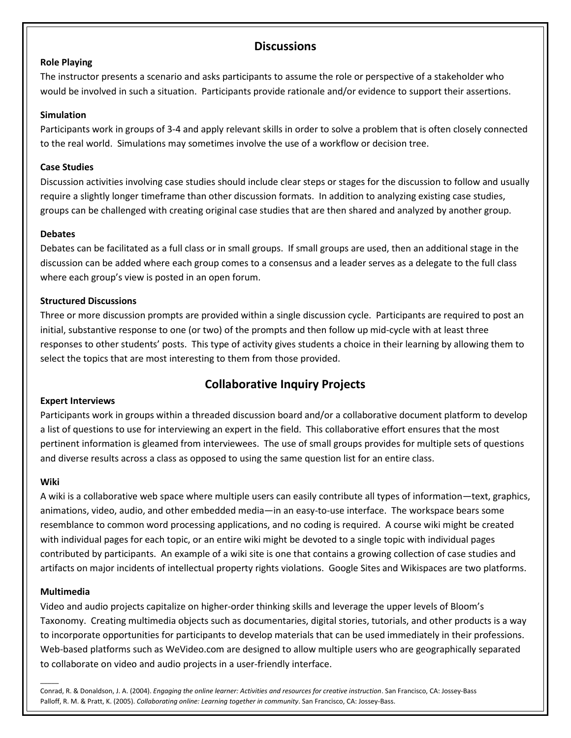## Discussions

**Role Playing**

The instructor presents a scenario and asks participants to assume the role or perspective of a stakeholder who would be involved in such a situation. Participants provide rationale and/or evidence to support their assertions.

**Simulation**

Participants work in groups of 3-4 and apply relevant skills in order to solve a problem that is often closely connected to the real world. Simulations may sometimes involve the use of a workflow or decision tree.

**Case Studies**

Discussion activities involving case studies should include clear steps or stages for the discussion to follow and usually require a slightly longer timeframe than other discussion formats. In addition to analyzing existing case studies, groups can be challenged with creating original case studies that are then shared and analyzed by another group.

**Debates**

Debates can be facilitated as a full class or in small groups. If small groups are used, then an additional stage in the discussion can be added where each group comes to a consensus and a leader serves as a delegate to the full class where each group's view is posted in an open forum.

**Structured Discussions**

Three or more discussion prompts are provided within a single discussion cycle. Participants are required to post an initial, substantive response to one (or two) of the prompts and then follow up mid-cycle with at least three responses to other students' posts. This type of activity gives students a choice in their learning by allowing them to select the topics that are most interesting to them from those provided.

## Collaborative Inquiry Projects

**Expert Interviews**

Participants work in groups within a threaded discussion board and/or a collaborative document platform to develop a list of questions to use for interviewing an expert in the field. This collaborative effort ensures that the most pertinent information is gleamed from interviewees. The use of small groups provides for multiple sets of questions and diverse results across a class as opposed to using the same question list for an entire class.

**Wiki**

A wiki is a collaborative web space where multiple users can easily contribute all types of information—text, graphics, animations, video, audio, and other embedded media—in an easy-to-use interface. The workspace bears some resemblance to common word processing applications, and no coding is required. A course wiki might be created with individual pages for each topic, or an entire wiki might be devoted to a single topic with individual pages contributed by participants. An example of a wiki site is one that contains a growing collection of case studies and artifacts on major incidents of intellectual property rights violations. Google Sites and Wikispaces are two platforms.

**Multimedia**

Video and audio projects capitalize on higher-order thinking skills and leverage the upper levels of Bloom's Taxonomy. Creating multimedia objects such as documentaries, digital stories, tutorials, and other products is a way to incorporate opportunities for participants to develop materials that can be used immediately in their professions. Web-based platforms such as WeVideo.com are designed to allow multiple users who are geographically separated to collaborate on video and audio projects in a user-friendly interface.

____

Conrad, R. & Donaldson, J. A. (2004). *Engaging the online learner: Activities and resources for creative instruction*. San Francisco, CA: Jossey-Bass

Palloff, R. M. & Pratt, K. (2005). *Collaborating online: Learning together in community*. San Francisco, CA: Jossey-Bass.